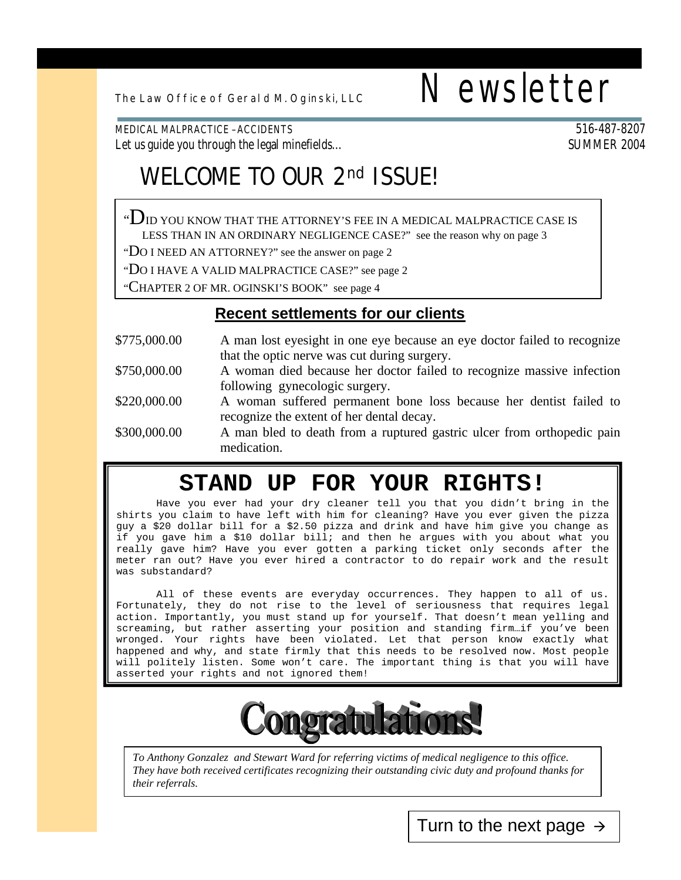The Law Office of Gerald M. Oginski, LLC

# Newsletter

MEDICAL MALPRACTICE –ACCIDENTS
Let us guide you through the legal minefields…

516-487-8207
SUMMER 2004

## WELCOME TO OUR 2nd ISSUE!

"DID YOU KNOW THAT THE ATTORNEY'S FEE IN A MEDICAL MALPRACTICE CASE IS LESS THAN IN AN ORDINARY NEGLIGENCE CASE?" see the reason why on page 3

"DO I NEED AN ATTORNEY?" see the answer on page 2

"DO I HAVE A VALID MALPRACTICE CASE?" see page 2

"CHAPTER 2 OF MR. OGINSKI'S BOOK" see page 4

### Recent settlements for our clients

| | |
|---|---|
| \$775,000.00 | A man lost eyesight in one eye because an eye doctor failed to recognize that the optic nerve was cut during surgery. |
| \$750,000.00 | A woman died because her doctor failed to recognize massive infection following gynecologic surgery. |
| \$220,000.00 | A woman suffered permanent bone loss because her dentist failed to recognize the extent of her dental decay. |
| \$300,000.00 | A man bled to death from a ruptured gastric ulcer from orthopedic pain medication. |

## STAND UP FOR YOUR RIGHTS!

Have you ever had your dry cleaner tell you that you didn't bring in the shirts you claim to have left with him for cleaning? Have you ever given the pizza guy a \$20 dollar bill for a \$2.50 pizza and drink and have him give you change as if you gave him a \$10 dollar bill; and then he argues with you about what you really gave him? Have you ever gotten a parking ticket only seconds after the meter ran out? Have you ever hired a contractor to do repair work and the result was substandard?

All of these events are everyday occurrences. They happen to all of us. Fortunately, they do not rise to the level of seriousness that requires legal action. Importantly, you must stand up for yourself. That doesn't mean yelling and screaming, but rather asserting your position and standing firm…if you've been wronged. Your rights have been violated. Let that person know exactly what happened and why, and state firmly that this needs to be resolved now. Most people will politely listen. Some won't care. The important thing is that you will have asserted your rights and not ignored them!

## Congratulations!

*To Anthony Gonzalez and Stewart Ward for referring victims of medical negligence to this office. They have both received certificates recognizing their outstanding civic duty and profound thanks for their referrals.*

Turn to the next page →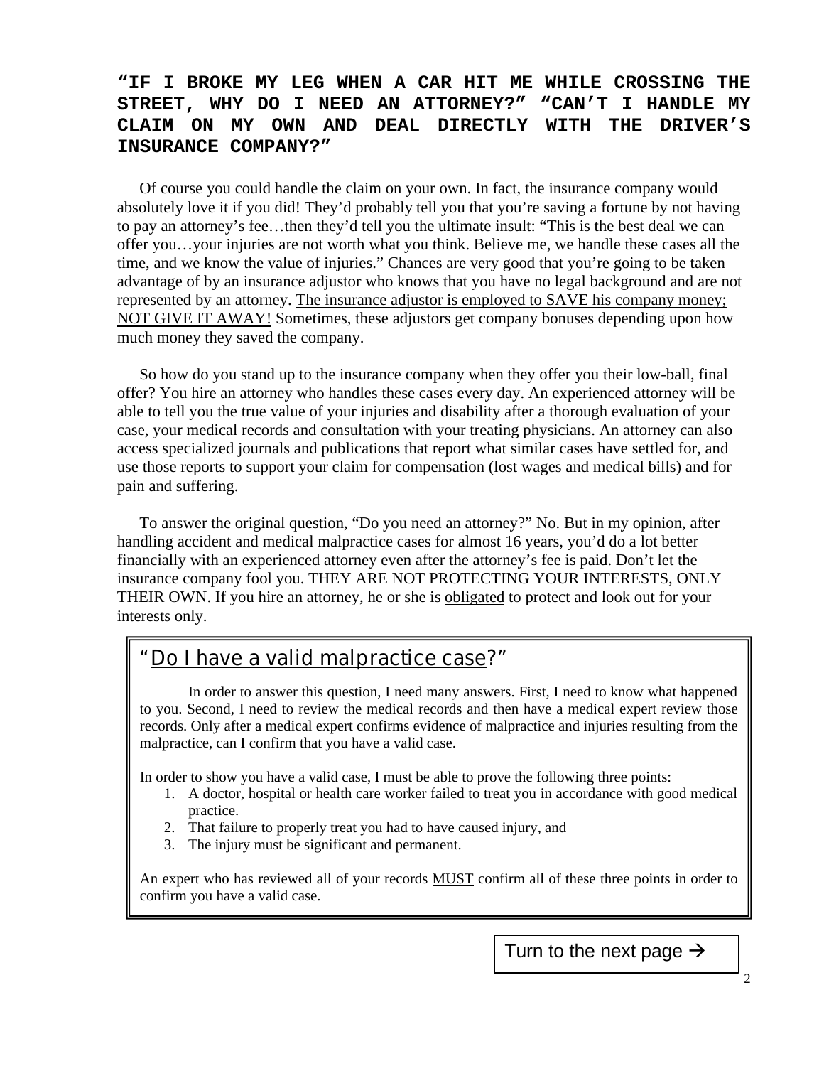## "IF I BROKE MY LEG WHEN A CAR HIT ME WHILE CROSSING THE STREET, WHY DO I NEED AN ATTORNEY?" "CAN'T I HANDLE MY CLAIM ON MY OWN AND DEAL DIRECTLY WITH THE DRIVER'S INSURANCE COMPANY?"

Of course you could handle the claim on your own. In fact, the insurance company would absolutely love it if you did! They'd probably tell you that you're saving a fortune by not having to pay an attorney's fee…then they'd tell you the ultimate insult: "This is the best deal we can offer you…your injuries are not worth what you think. Believe me, we handle these cases all the time, and we know the value of injuries." Chances are very good that you're going to be taken advantage of by an insurance adjustor who knows that you have no legal background and are not represented by an attorney. <u>The insurance adjustor is employed to SAVE his company money; NOT GIVE IT AWAY!</u> Sometimes, these adjustors get company bonuses depending upon how much money they saved the company.

So how do you stand up to the insurance company when they offer you their low-ball, final offer? You hire an attorney who handles these cases every day. An experienced attorney will be able to tell you the true value of your injuries and disability after a thorough evaluation of your case, your medical records and consultation with your treating physicians. An attorney can also access specialized journals and publications that report what similar cases have settled for, and use those reports to support your claim for compensation (lost wages and medical bills) and for pain and suffering.

To answer the original question, "Do you need an attorney?" No. But in my opinion, after handling accident and medical malpractice cases for almost 16 years, you'd do a lot better financially with an experienced attorney even after the attorney's fee is paid. Don't let the insurance company fool you. THEY ARE NOT PROTECTING YOUR INTERESTS, ONLY THEIR OWN. If you hire an attorney, he or she is <u>obligated</u> to protect and look out for your interests only.

## "<u>Do I have a valid malpractice case</u>?"

In order to answer this question, I need many answers. First, I need to know what happened to you. Second, I need to review the medical records and then have a medical expert review those records. Only after a medical expert confirms evidence of malpractice and injuries resulting from the malpractice, can I confirm that you have a valid case.

In order to show you have a valid case, I must be able to prove the following three points:

1. A doctor, hospital or health care worker failed to treat you in accordance with good medical practice.
2. That failure to properly treat you had to have caused injury, and
3. The injury must be significant and permanent.

An expert who has reviewed all of your records <u>MUST</u> confirm all of these three points in order to confirm you have a valid case.

Turn to the next page →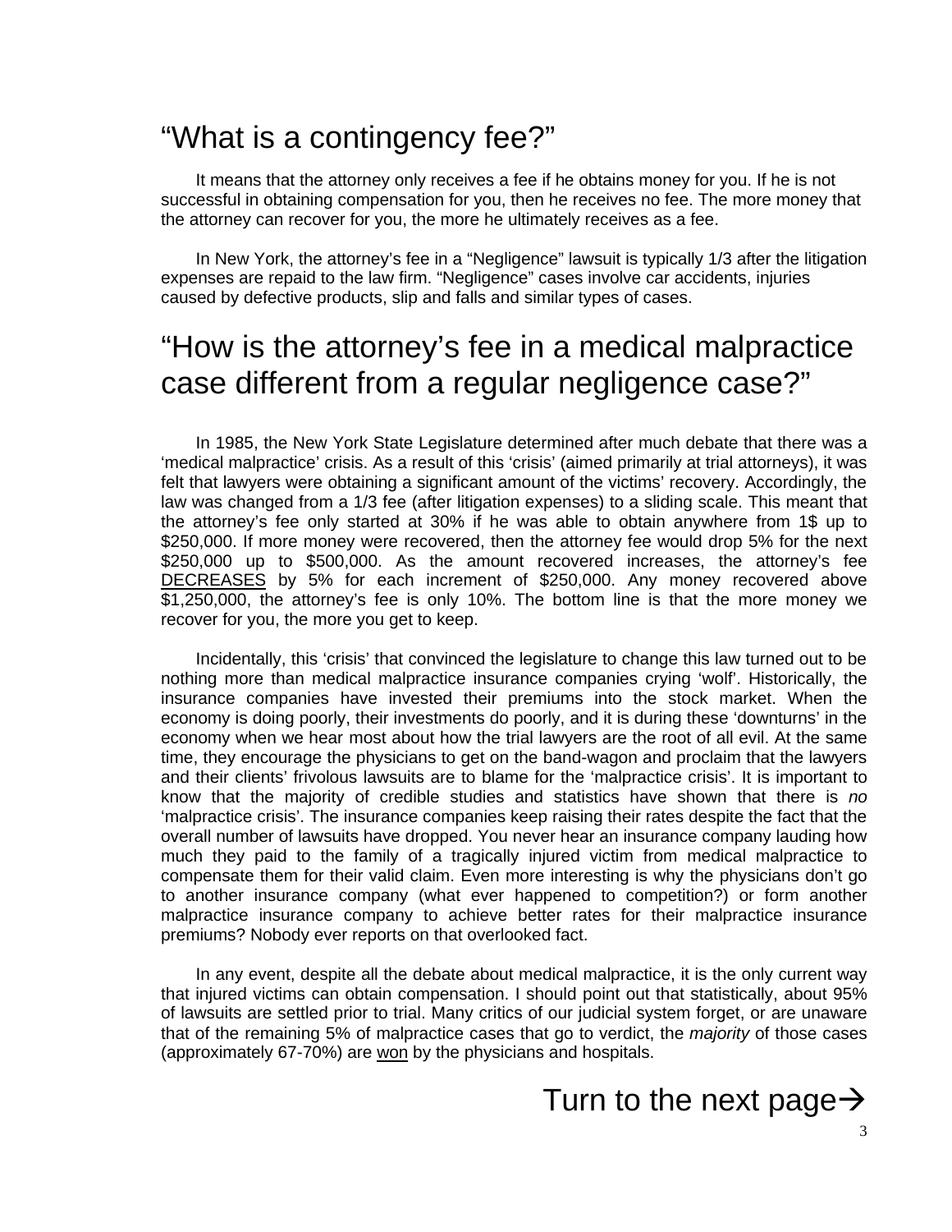# "What is a contingency fee?"

It means that the attorney only receives a fee if he obtains money for you. If he is not successful in obtaining compensation for you, then he receives no fee. The more money that the attorney can recover for you, the more he ultimately receives as a fee.

In New York, the attorney's fee in a "Negligence" lawsuit is typically 1/3 after the litigation expenses are repaid to the law firm. "Negligence" cases involve car accidents, injuries caused by defective products, slip and falls and similar types of cases.

# "How is the attorney's fee in a medical malpractice case different from a regular negligence case?"

In 1985, the New York State Legislature determined after much debate that there was a 'medical malpractice' crisis. As a result of this 'crisis' (aimed primarily at trial attorneys), it was felt that lawyers were obtaining a significant amount of the victims' recovery. Accordingly, the law was changed from a 1/3 fee (after litigation expenses) to a sliding scale. This meant that the attorney's fee only started at 30% if he was able to obtain anywhere from 1$ up to $250,000. If more money were recovered, then the attorney fee would drop 5% for the next $250,000 up to $500,000. As the amount recovered increases, the attorney's fee DECREASES by 5% for each increment of $250,000. Any money recovered above $1,250,000, the attorney's fee is only 10%. The bottom line is that the more money we recover for you, the more you get to keep.

Incidentally, this 'crisis' that convinced the legislature to change this law turned out to be nothing more than medical malpractice insurance companies crying 'wolf'. Historically, the insurance companies have invested their premiums into the stock market. When the economy is doing poorly, their investments do poorly, and it is during these 'downturns' in the economy when we hear most about how the trial lawyers are the root of all evil. At the same time, they encourage the physicians to get on the band-wagon and proclaim that the lawyers and their clients' frivolous lawsuits are to blame for the 'malpractice crisis'. It is important to know that the majority of credible studies and statistics have shown that there is *no* 'malpractice crisis'. The insurance companies keep raising their rates despite the fact that the overall number of lawsuits have dropped. You never hear an insurance company lauding how much they paid to the family of a tragically injured victim from medical malpractice to compensate them for their valid claim. Even more interesting is why the physicians don't go to another insurance company (what ever happened to competition?) or form another malpractice insurance company to achieve better rates for their malpractice insurance premiums? Nobody ever reports on that overlooked fact.

In any event, despite all the debate about medical malpractice, it is the only current way that injured victims can obtain compensation. I should point out that statistically, about 95% of lawsuits are settled prior to trial. Many critics of our judicial system forget, or are unaware that of the remaining 5% of malpractice cases that go to verdict, the *majority* of those cases (approximately 67-70%) are won by the physicians and hospitals.

Turn to the next page→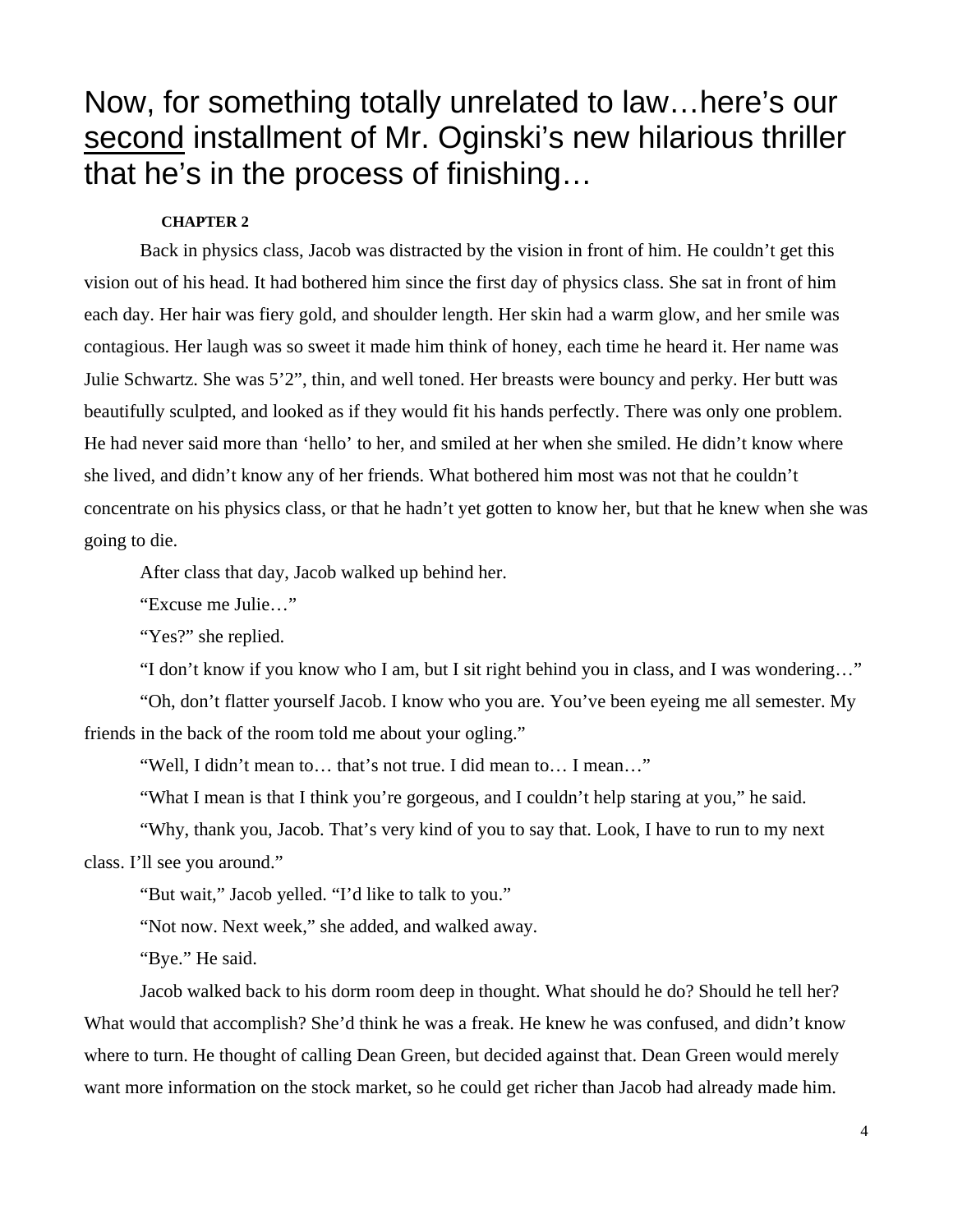# Now, for something totally unrelated to law…here's our <u>second</u> installment of Mr. Oginski's new hilarious thriller that he's in the process of finishing…

**CHAPTER 2**

Back in physics class, Jacob was distracted by the vision in front of him. He couldn't get this vision out of his head. It had bothered him since the first day of physics class. She sat in front of him each day. Her hair was fiery gold, and shoulder length. Her skin had a warm glow, and her smile was contagious. Her laugh was so sweet it made him think of honey, each time he heard it. Her name was Julie Schwartz. She was 5'2", thin, and well toned. Her breasts were bouncy and perky. Her butt was beautifully sculpted, and looked as if they would fit his hands perfectly. There was only one problem. He had never said more than 'hello' to her, and smiled at her when she smiled. He didn't know where she lived, and didn't know any of her friends. What bothered him most was not that he couldn't concentrate on his physics class, or that he hadn't yet gotten to know her, but that he knew when she was going to die.

After class that day, Jacob walked up behind her.

"Excuse me Julie…"

"Yes?" she replied.

"I don't know if you know who I am, but I sit right behind you in class, and I was wondering…"

"Oh, don't flatter yourself Jacob. I know who you are. You've been eyeing me all semester. My friends in the back of the room told me about your ogling."

"Well, I didn't mean to… that's not true. I did mean to… I mean…"

"What I mean is that I think you're gorgeous, and I couldn't help staring at you," he said.

"Why, thank you, Jacob. That's very kind of you to say that. Look, I have to run to my next class. I'll see you around."

"But wait," Jacob yelled. "I'd like to talk to you."

"Not now. Next week," she added, and walked away.

"Bye." He said.

Jacob walked back to his dorm room deep in thought. What should he do? Should he tell her? What would that accomplish? She'd think he was a freak. He knew he was confused, and didn't know where to turn. He thought of calling Dean Green, but decided against that. Dean Green would merely want more information on the stock market, so he could get richer than Jacob had already made him.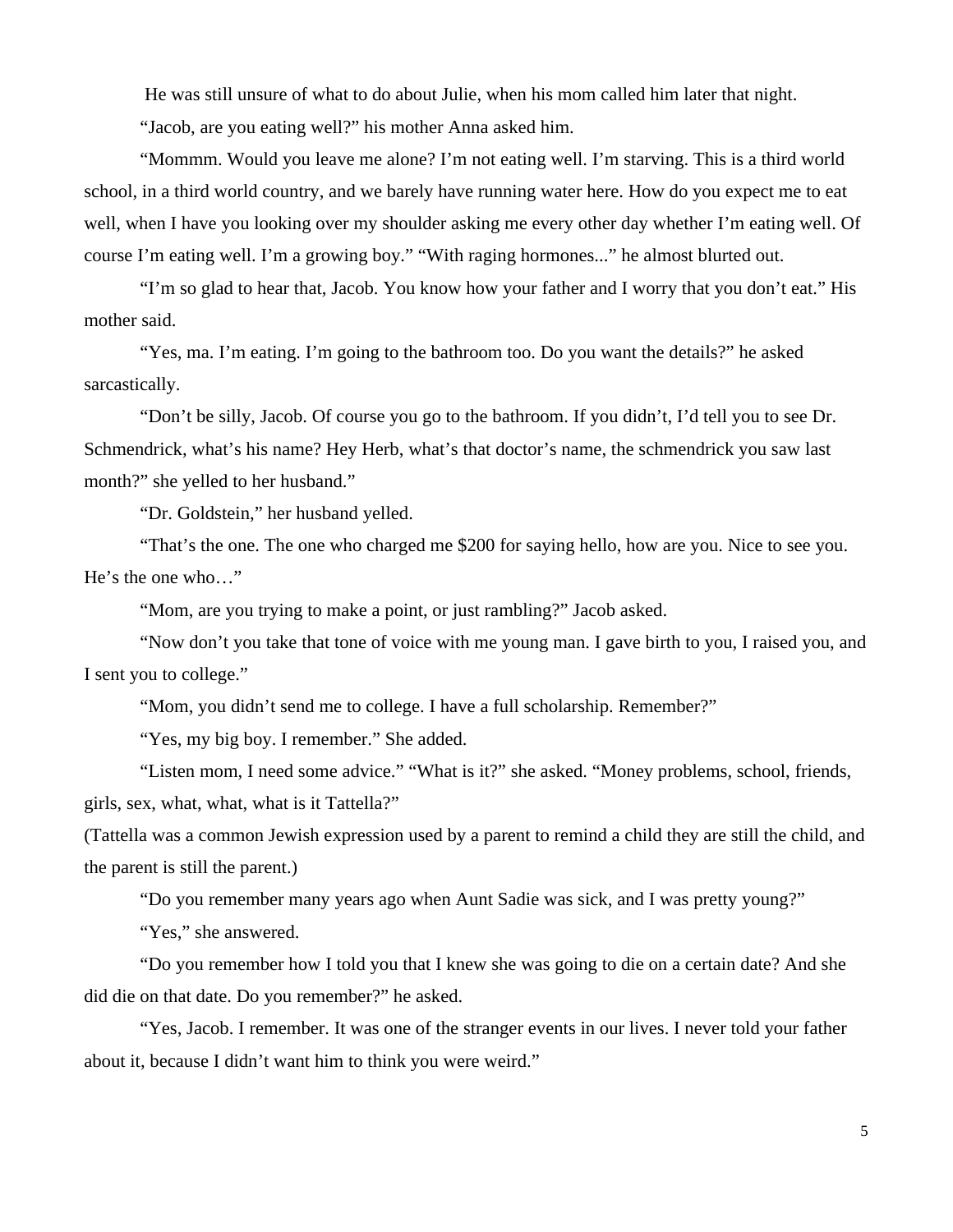He was still unsure of what to do about Julie, when his mom called him later that night.

“Jacob, are you eating well?” his mother Anna asked him.

“Mommm. Would you leave me alone? I’m not eating well. I’m starving. This is a third world school, in a third world country, and we barely have running water here. How do you expect me to eat well, when I have you looking over my shoulder asking me every other day whether I’m eating well. Of course I’m eating well. I’m a growing boy.” “With raging hormones...” he almost blurted out.

“I’m so glad to hear that, Jacob. You know how your father and I worry that you don’t eat.” His mother said.

“Yes, ma. I’m eating. I’m going to the bathroom too. Do you want the details?” he asked sarcastically.

“Don’t be silly, Jacob. Of course you go to the bathroom. If you didn’t, I’d tell you to see Dr. Schmendrick, what’s his name? Hey Herb, what’s that doctor’s name, the schmendrick you saw last month?” she yelled to her husband.”

“Dr. Goldstein,” her husband yelled.

“That’s the one. The one who charged me $200 for saying hello, how are you. Nice to see you. He’s the one who…”

“Mom, are you trying to make a point, or just rambling?” Jacob asked.

“Now don’t you take that tone of voice with me young man. I gave birth to you, I raised you, and I sent you to college.”

“Mom, you didn’t send me to college. I have a full scholarship. Remember?”

“Yes, my big boy. I remember.” She added.

“Listen mom, I need some advice.” “What is it?” she asked. “Money problems, school, friends, girls, sex, what, what, what is it Tattella?”

(Tattella was a common Jewish expression used by a parent to remind a child they are still the child, and the parent is still the parent.)

“Do you remember many years ago when Aunt Sadie was sick, and I was pretty young?”

“Yes,” she answered.

“Do you remember how I told you that I knew she was going to die on a certain date? And she did die on that date. Do you remember?” he asked.

“Yes, Jacob. I remember. It was one of the stranger events in our lives. I never told your father about it, because I didn’t want him to think you were weird.”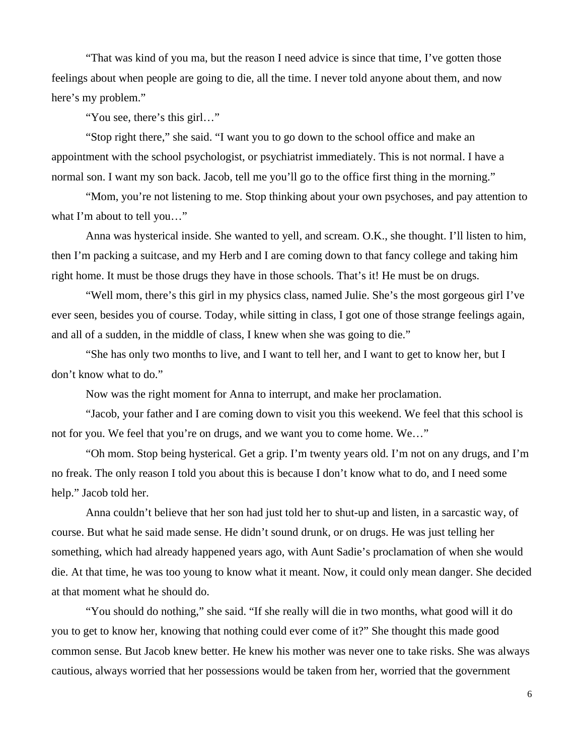"That was kind of you ma, but the reason I need advice is since that time, I've gotten those feelings about when people are going to die, all the time. I never told anyone about them, and now here's my problem."

"You see, there's this girl…"

"Stop right there," she said. "I want you to go down to the school office and make an appointment with the school psychologist, or psychiatrist immediately. This is not normal. I have a normal son. I want my son back. Jacob, tell me you'll go to the office first thing in the morning."

"Mom, you're not listening to me. Stop thinking about your own psychoses, and pay attention to what I'm about to tell you…"

Anna was hysterical inside. She wanted to yell, and scream. O.K., she thought. I'll listen to him, then I'm packing a suitcase, and my Herb and I are coming down to that fancy college and taking him right home. It must be those drugs they have in those schools. That's it! He must be on drugs.

"Well mom, there's this girl in my physics class, named Julie. She's the most gorgeous girl I've ever seen, besides you of course. Today, while sitting in class, I got one of those strange feelings again, and all of a sudden, in the middle of class, I knew when she was going to die."

"She has only two months to live, and I want to tell her, and I want to get to know her, but I don't know what to do."

Now was the right moment for Anna to interrupt, and make her proclamation.

"Jacob, your father and I are coming down to visit you this weekend. We feel that this school is not for you. We feel that you're on drugs, and we want you to come home. We…"

"Oh mom. Stop being hysterical. Get a grip. I'm twenty years old. I'm not on any drugs, and I'm no freak. The only reason I told you about this is because I don't know what to do, and I need some help." Jacob told her.

Anna couldn't believe that her son had just told her to shut-up and listen, in a sarcastic way, of course. But what he said made sense. He didn't sound drunk, or on drugs. He was just telling her something, which had already happened years ago, with Aunt Sadie's proclamation of when she would die. At that time, he was too young to know what it meant. Now, it could only mean danger. She decided at that moment what he should do.

"You should do nothing," she said. "If she really will die in two months, what good will it do you to get to know her, knowing that nothing could ever come of it?" She thought this made good common sense. But Jacob knew better. He knew his mother was never one to take risks. She was always cautious, always worried that her possessions would be taken from her, worried that the government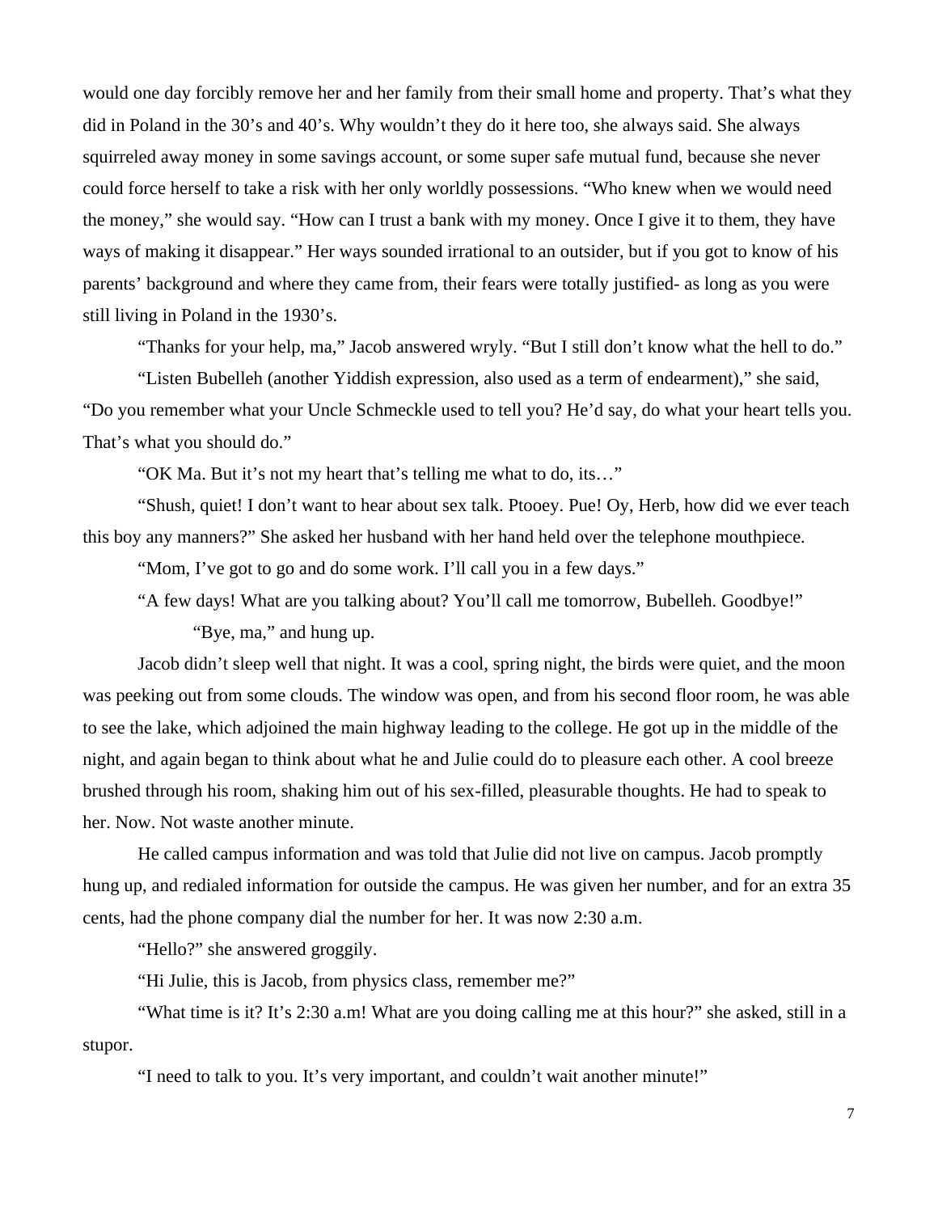would one day forcibly remove her and her family from their small home and property. That's what they did in Poland in the 30's and 40's. Why wouldn't they do it here too, she always said. She always squirreled away money in some savings account, or some super safe mutual fund, because she never could force herself to take a risk with her only worldly possessions. "Who knew when we would need the money," she would say. "How can I trust a bank with my money. Once I give it to them, they have ways of making it disappear." Her ways sounded irrational to an outsider, but if you got to know of his parents' background and where they came from, their fears were totally justified- as long as you were still living in Poland in the 1930's.

"Thanks for your help, ma," Jacob answered wryly. "But I still don't know what the hell to do."

"Listen Bubelleh (another Yiddish expression, also used as a term of endearment)," she said, "Do you remember what your Uncle Schmeckle used to tell you? He'd say, do what your heart tells you. That's what you should do."

"OK Ma. But it's not my heart that's telling me what to do, its…"

"Shush, quiet! I don't want to hear about sex talk. Ptooey. Pue! Oy, Herb, how did we ever teach this boy any manners?" She asked her husband with her hand held over the telephone mouthpiece.

"Mom, I've got to go and do some work. I'll call you in a few days."

"A few days! What are you talking about? You'll call me tomorrow, Bubelleh. Goodbye!"

"Bye, ma," and hung up.

Jacob didn't sleep well that night. It was a cool, spring night, the birds were quiet, and the moon was peeking out from some clouds. The window was open, and from his second floor room, he was able to see the lake, which adjoined the main highway leading to the college. He got up in the middle of the night, and again began to think about what he and Julie could do to pleasure each other. A cool breeze brushed through his room, shaking him out of his sex-filled, pleasurable thoughts. He had to speak to her. Now. Not waste another minute.

He called campus information and was told that Julie did not live on campus. Jacob promptly hung up, and redialed information for outside the campus. He was given her number, and for an extra 35 cents, had the phone company dial the number for her. It was now 2:30 a.m.

"Hello?" she answered groggily.

"Hi Julie, this is Jacob, from physics class, remember me?"

"What time is it? It's 2:30 a.m! What are you doing calling me at this hour?" she asked, still in a stupor.

"I need to talk to you. It's very important, and couldn't wait another minute!"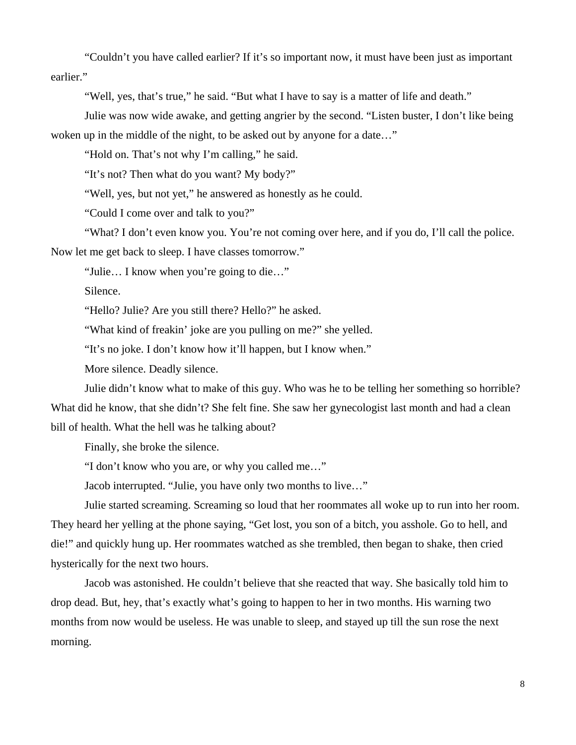"Couldn't you have called earlier? If it's so important now, it must have been just as important earlier."

"Well, yes, that's true," he said. "But what I have to say is a matter of life and death."

Julie was now wide awake, and getting angrier by the second. "Listen buster, I don't like being woken up in the middle of the night, to be asked out by anyone for a date…"

"Hold on. That's not why I'm calling," he said.

"It's not? Then what do you want? My body?"

"Well, yes, but not yet," he answered as honestly as he could.

"Could I come over and talk to you?"

"What? I don't even know you. You're not coming over here, and if you do, I'll call the police. Now let me get back to sleep. I have classes tomorrow."

"Julie… I know when you're going to die…"

Silence.

"Hello? Julie? Are you still there? Hello?" he asked.

"What kind of freakin' joke are you pulling on me?" she yelled.

"It's no joke. I don't know how it'll happen, but I know when."

More silence. Deadly silence.

Julie didn't know what to make of this guy. Who was he to be telling her something so horrible? What did he know, that she didn't? She felt fine. She saw her gynecologist last month and had a clean bill of health. What the hell was he talking about?

Finally, she broke the silence.

"I don't know who you are, or why you called me…"

Jacob interrupted. "Julie, you have only two months to live…"

Julie started screaming. Screaming so loud that her roommates all woke up to run into her room. They heard her yelling at the phone saying, "Get lost, you son of a bitch, you asshole. Go to hell, and die!" and quickly hung up. Her roommates watched as she trembled, then began to shake, then cried hysterically for the next two hours.

Jacob was astonished. He couldn't believe that she reacted that way. She basically told him to drop dead. But, hey, that's exactly what's going to happen to her in two months. His warning two months from now would be useless. He was unable to sleep, and stayed up till the sun rose the next morning.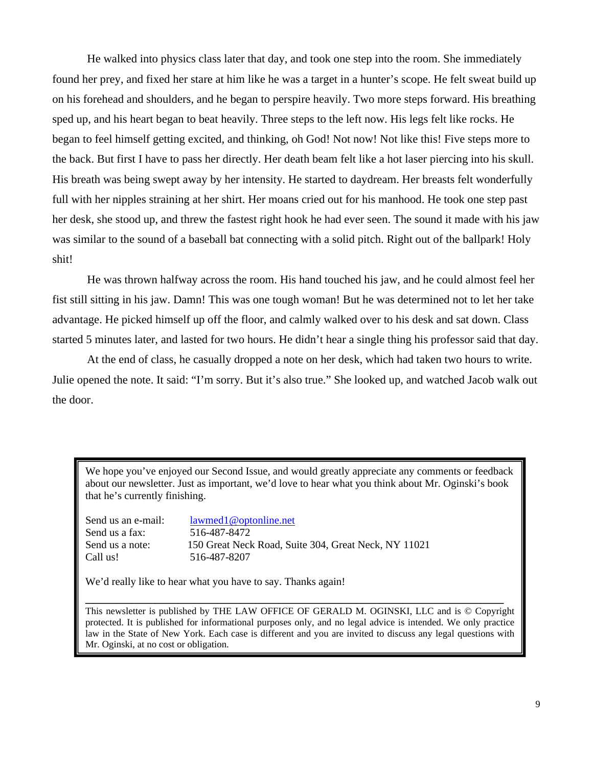He walked into physics class later that day, and took one step into the room. She immediately found her prey, and fixed her stare at him like he was a target in a hunter's scope. He felt sweat build up on his forehead and shoulders, and he began to perspire heavily. Two more steps forward. His breathing sped up, and his heart began to beat heavily. Three steps to the left now. His legs felt like rocks. He began to feel himself getting excited, and thinking, oh God! Not now! Not like this! Five steps more to the back. But first I have to pass her directly. Her death beam felt like a hot laser piercing into his skull. His breath was being swept away by her intensity. He started to daydream. Her breasts felt wonderfully full with her nipples straining at her shirt. Her moans cried out for his manhood. He took one step past her desk, she stood up, and threw the fastest right hook he had ever seen. The sound it made with his jaw was similar to the sound of a baseball bat connecting with a solid pitch. Right out of the ballpark! Holy shit!

He was thrown halfway across the room. His hand touched his jaw, and he could almost feel her fist still sitting in his jaw. Damn! This was one tough woman! But he was determined not to let her take advantage. He picked himself up off the floor, and calmly walked over to his desk and sat down. Class started 5 minutes later, and lasted for two hours. He didn't hear a single thing his professor said that day.

At the end of class, he casually dropped a note on her desk, which had taken two hours to write. Julie opened the note. It said: "I'm sorry. But it's also true." She looked up, and watched Jacob walk out the door.

---

We hope you've enjoyed our Second Issue, and would greatly appreciate any comments or feedback about our newsletter. Just as important, we'd love to hear what you think about Mr. Oginski's book that he's currently finishing.

Send us an e-mail: lawmed1@optonline.net
Send us a fax: 516-487-8472
Send us a note: 150 Great Neck Road, Suite 304, Great Neck, NY 11021
Call us! 516-487-8207

We'd really like to hear what you have to say. Thanks again!

This newsletter is published by THE LAW OFFICE OF GERALD M. OGINSKI, LLC and is © Copyright protected. It is published for informational purposes only, and no legal advice is intended. We only practice law in the State of New York. Each case is different and you are invited to discuss any legal questions with Mr. Oginski, at no cost or obligation.